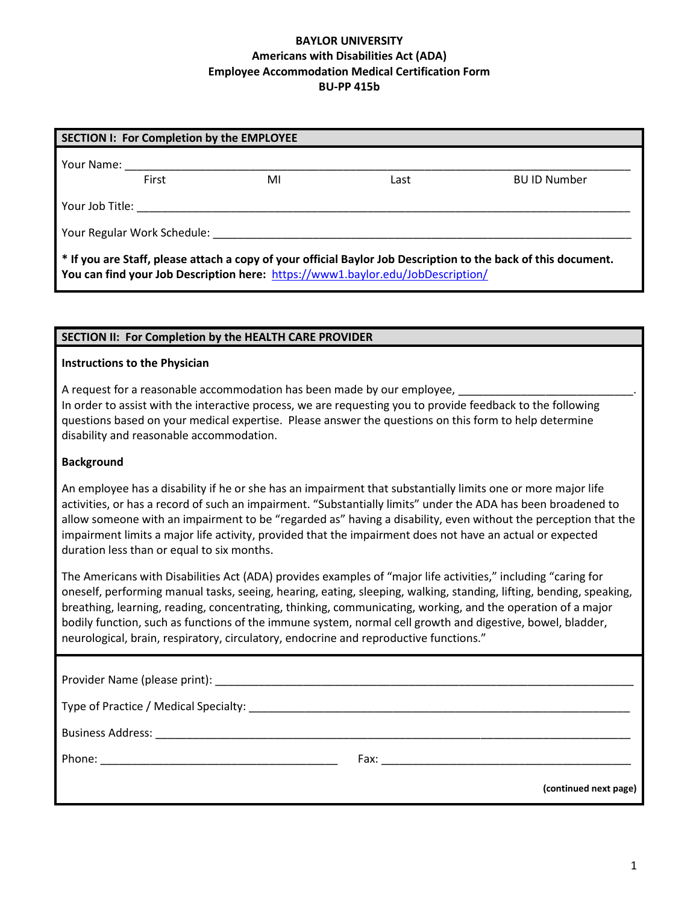# BAYLOR UNIVERSITY
## Americans with Disabilities Act (ADA)
## Employee Accommodation Medical Certification Form
## BU-PP 415b

### SECTION I: For Completion by the EMPLOYEE

Your Name: ______________________________________________________________________________

First MI Last BU ID Number

Your Job Title: __________________________________________________________________________

Your Regular Work Schedule: ____________________________________________________________

**\* If you are Staff, please attach a copy of your official Baylor Job Description to the back of this document. You can find your Job Description here:** [https://www1.baylor.edu/JobDescription/](https://www1.baylor.edu/JobDescription/)

### SECTION II: For Completion by the HEALTH CARE PROVIDER

**Instructions to the Physician**

A request for a reasonable accommodation has been made by our employee, ___________________________. In order to assist with the interactive process, we are requesting you to provide feedback to the following questions based on your medical expertise. Please answer the questions on this form to help determine disability and reasonable accommodation.

**Background**

An employee has a disability if he or she has an impairment that substantially limits one or more major life activities, or has a record of such an impairment. "Substantially limits" under the ADA has been broadened to allow someone with an impairment to be "regarded as" having a disability, even without the perception that the impairment limits a major life activity, provided that the impairment does not have an actual or expected duration less than or equal to six months.

The Americans with Disabilities Act (ADA) provides examples of "major life activities," including "caring for oneself, performing manual tasks, seeing, hearing, eating, sleeping, walking, standing, lifting, bending, speaking, breathing, learning, reading, concentrating, thinking, communicating, working, and the operation of a major bodily function, such as functions of the immune system, normal cell growth and digestive, bowel, bladder, neurological, brain, respiratory, circulatory, endocrine and reproductive functions."

Provider Name (please print): ____________________________________________________________

Type of Practice / Medical Specialty: ______________________________________________________

Business Address: ___________________________________________________________________

Phone: ___________________________________ Fax: _________________________________________

**(continued next page)**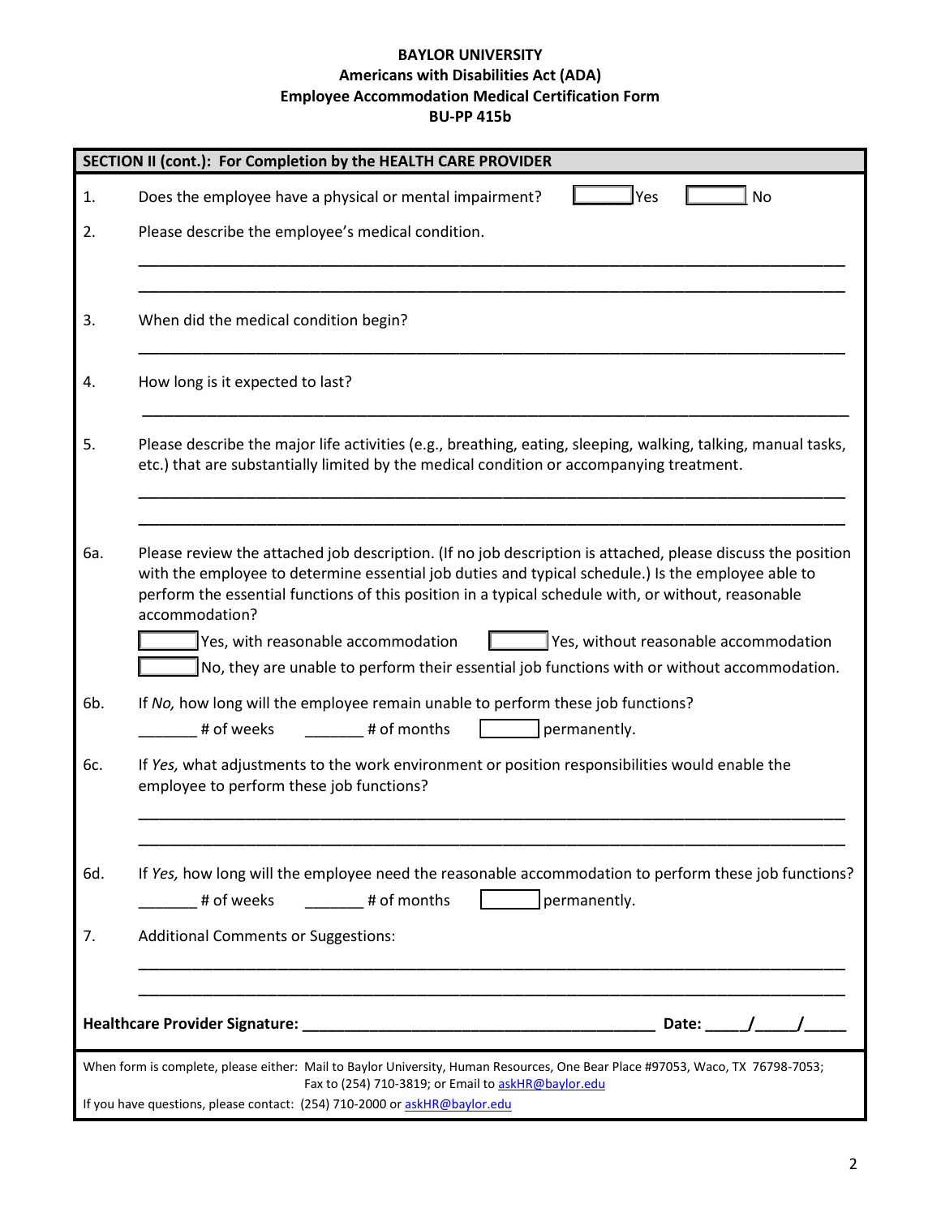**BAYLOR UNIVERSITY**
**Americans with Disabilities Act (ADA)**
**Employee Accommodation Medical Certification Form**
**BU-PP 415b**

**SECTION II (cont.): For Completion by the HEALTH CARE PROVIDER**

1. Does the employee have a physical or mental impairment? ☐ Yes ☐ No

2. Please describe the employee's medical condition.

   ______________________________________________________________________________

   ______________________________________________________________________________

3. When did the medical condition begin?

   ______________________________________________________________________________

4. How long is it expected to last?

   ______________________________________________________________________________

5. Please describe the major life activities (e.g., breathing, eating, sleeping, walking, talking, manual tasks, etc.) that are substantially limited by the medical condition or accompanying treatment.

   ______________________________________________________________________________

   ______________________________________________________________________________

6a. Please review the attached job description. (If no job description is attached, please discuss the position with the employee to determine essential job duties and typical schedule.) Is the employee able to perform the essential functions of this position in a typical schedule with, or without, reasonable accommodation?

   ☐ Yes, with reasonable accommodation ☐ Yes, without reasonable accommodation
   ☐ No, they are unable to perform their essential job functions with or without accommodation.

6b. If *No,* how long will the employee remain unable to perform these job functions?

   _______ # of weeks _______ # of months ☐ permanently.

6c. If *Yes,* what adjustments to the work environment or position responsibilities would enable the employee to perform these job functions?

   ______________________________________________________________________________

   ______________________________________________________________________________

6d. If *Yes,* how long will the employee need the reasonable accommodation to perform these job functions?

   _______ # of weeks _______ # of months ☐ permanently.

7. Additional Comments or Suggestions:

   ______________________________________________________________________________

   ______________________________________________________________________________

**Healthcare Provider Signature: ________________________________________ Date: _____/_____/_____**

When form is complete, please either: Mail to Baylor University, Human Resources, One Bear Place #97053, Waco, TX 76798-7053; Fax to (254) 710-3819; or Email to askHR@baylor.edu

If you have questions, please contact: (254) 710-2000 or askHR@baylor.edu